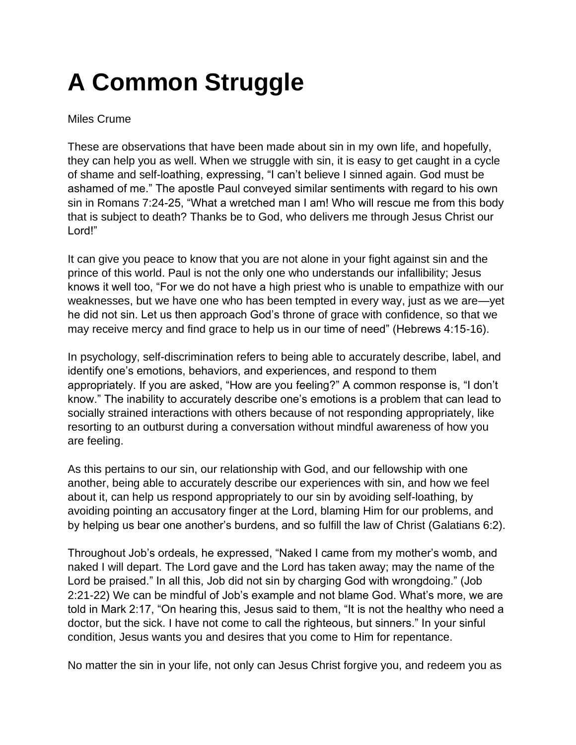# A Common Struggle

Miles Crume

These are observations that have been made about sin in my own life, and hopefully, they can help you as well. When we struggle with sin, it is easy to get caught in a cycle of shame and self-loathing, expressing, "I can't believe I sinned again. God must be ashamed of me." The apostle Paul conveyed similar sentiments with regard to his own sin in Romans 7:24-25, "What a wretched man I am! Who will rescue me from this body that is subject to death? Thanks be to God, who delivers me through Jesus Christ our Lord!"

It can give you peace to know that you are not alone in your fight against sin and the prince of this world. Paul is not the only one who understands our infallibility; Jesus knows it well too, "For we do not have a high priest who is unable to empathize with our weaknesses, but we have one who has been tempted in every way, just as we are—yet he did not sin. Let us then approach God's throne of grace with confidence, so that we may receive mercy and find grace to help us in our time of need" (Hebrews 4:15-16).

In psychology, self-discrimination refers to being able to accurately describe, label, and identify one's emotions, behaviors, and experiences, and respond to them appropriately. If you are asked, "How are you feeling?" A common response is, "I don't know." The inability to accurately describe one's emotions is a problem that can lead to socially strained interactions with others because of not responding appropriately, like resorting to an outburst during a conversation without mindful awareness of how you are feeling.

As this pertains to our sin, our relationship with God, and our fellowship with one another, being able to accurately describe our experiences with sin, and how we feel about it, can help us respond appropriately to our sin by avoiding self-loathing, by avoiding pointing an accusatory finger at the Lord, blaming Him for our problems, and by helping us bear one another's burdens, and so fulfill the law of Christ (Galatians 6:2).

Throughout Job's ordeals, he expressed, "Naked I came from my mother's womb, and naked I will depart. The Lord gave and the Lord has taken away; may the name of the Lord be praised." In all this, Job did not sin by charging God with wrongdoing." (Job 2:21-22) We can be mindful of Job's example and not blame God. What's more, we are told in Mark 2:17, "On hearing this, Jesus said to them, "It is not the healthy who need a doctor, but the sick. I have not come to call the righteous, but sinners." In your sinful condition, Jesus wants you and desires that you come to Him for repentance.

No matter the sin in your life, not only can Jesus Christ forgive you, and redeem you as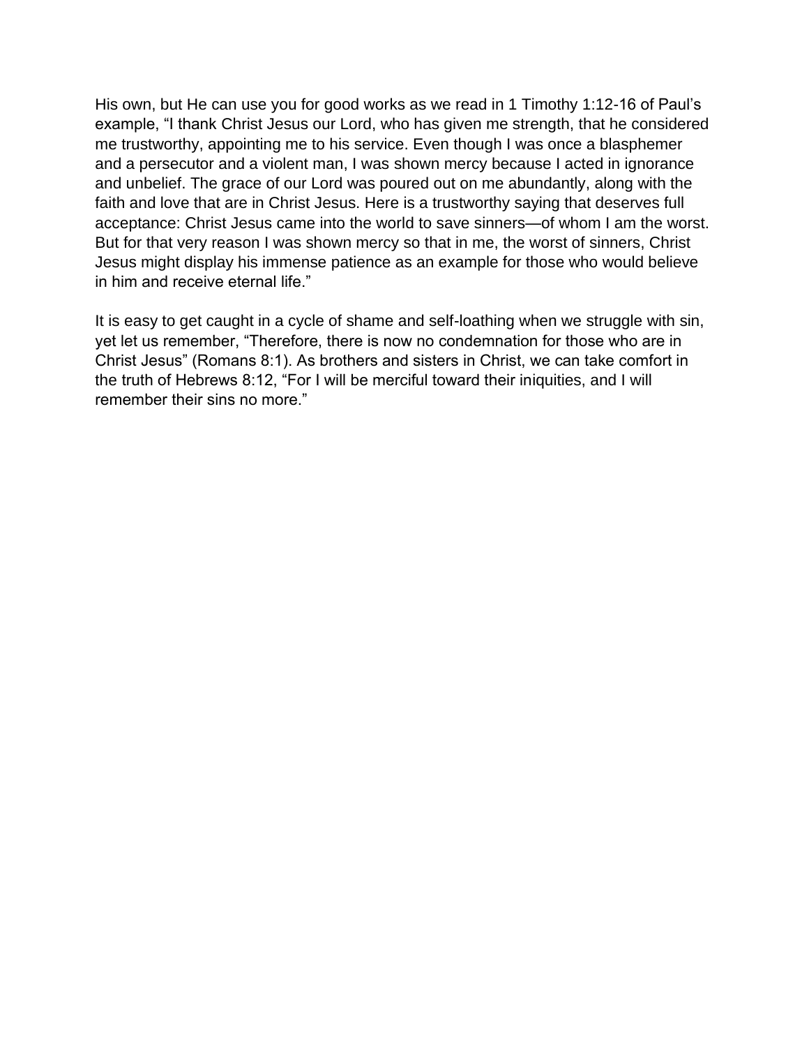His own, but He can use you for good works as we read in 1 Timothy 1:12-16 of Paul's example, "I thank Christ Jesus our Lord, who has given me strength, that he considered me trustworthy, appointing me to his service. Even though I was once a blasphemer and a persecutor and a violent man, I was shown mercy because I acted in ignorance and unbelief. The grace of our Lord was poured out on me abundantly, along with the faith and love that are in Christ Jesus. Here is a trustworthy saying that deserves full acceptance: Christ Jesus came into the world to save sinners—of whom I am the worst. But for that very reason I was shown mercy so that in me, the worst of sinners, Christ Jesus might display his immense patience as an example for those who would believe in him and receive eternal life."

It is easy to get caught in a cycle of shame and self-loathing when we struggle with sin, yet let us remember, "Therefore, there is now no condemnation for those who are in Christ Jesus" (Romans 8:1). As brothers and sisters in Christ, we can take comfort in the truth of Hebrews 8:12, "For I will be merciful toward their iniquities, and I will remember their sins no more."